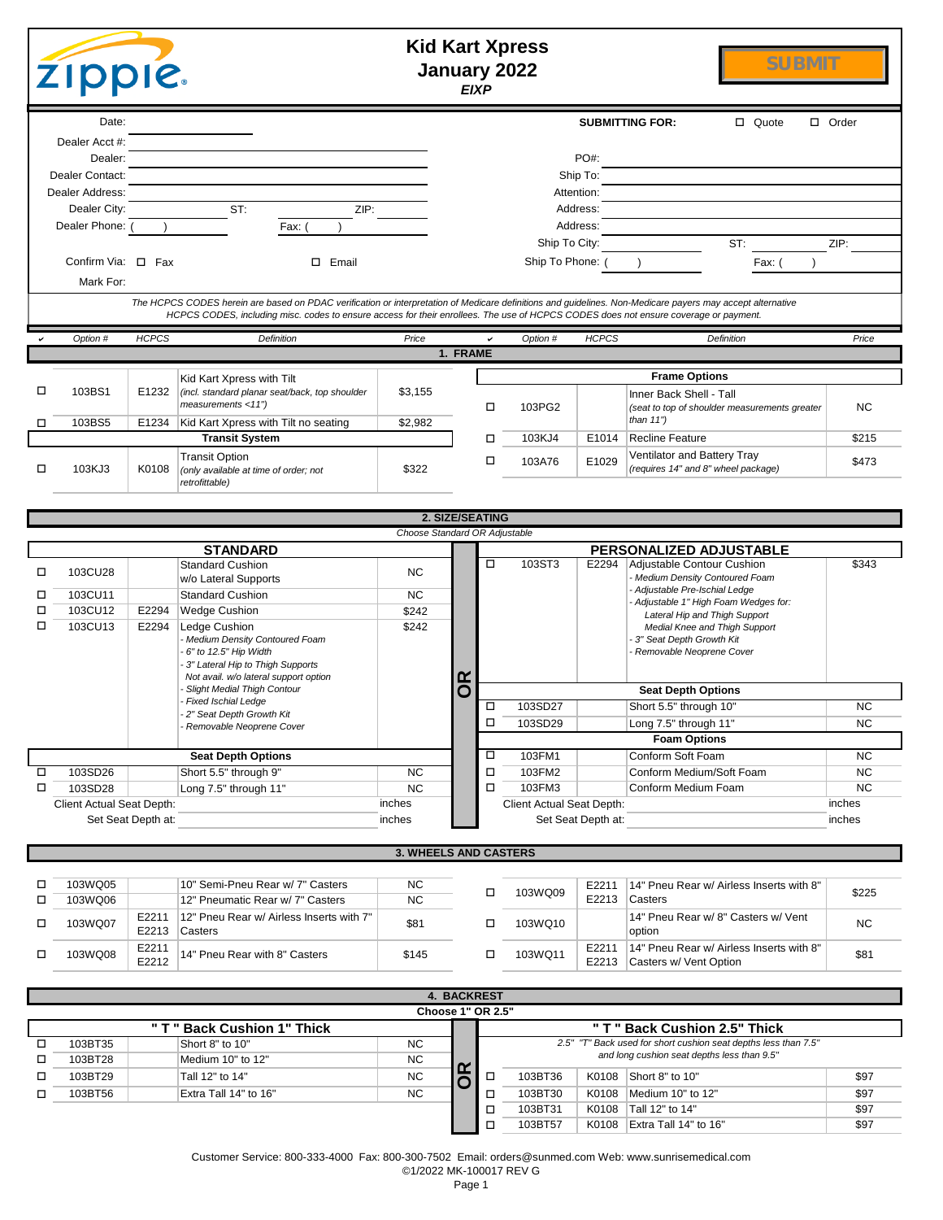# Kid Kart Xpress

## January 2022

*EIXP*

SUBMIT

| | | | |
|---|---|---|---|
| Date: | | SUBMITTING FOR: | ☐ Quote ☐ Order |
| Dealer Acct #: | | | |
| Dealer: | | PO#: | |
| Dealer Contact: | | Ship To: | |
| Dealer Address: | | Attention: | |
| Dealer City: | ST: ZIP: | Address: | |
| Dealer Phone: ( ) | Fax: ( ) | Address: | |
| | | Ship To City: | ST: ZIP: |
| Confirm Via: ☐ Fax | ☐ Email | Ship To Phone: ( ) | Fax: ( ) |
| Mark For: | | | |

*The HCPCS CODES herein are based on PDAC verification or interpretation of Medicare definitions and guidelines. Non-Medicare payers may accept alternative HCPCS CODES, including misc. codes to ensure access for their enrollees. The use of HCPCS CODES does not ensure coverage or payment.*

## 1. FRAME

| ✔ | Option # | HCPCS | Definition | Price |
|---|---|---|---|---|
| ☐ | 103BS1 | E1232 | Kid Kart Xpress with Tilt *(incl. standard planar seat/back, top shoulder measurements <11")* | $3,155 |
| ☐ | 103BS5 | E1234 | Kid Kart Xpress with Tilt no seating | $2,982 |
| | | | **Transit System** | |
| ☐ | 103KJ3 | K0108 | Transit Option *(only available at time of order; not retrofittable)* | $322 |

**Frame Options**

| ✔ | Option # | HCPCS | Definition | Price |
|---|---|---|---|---|
| ☐ | 103PG2 | | Inner Back Shell - Tall *(seat to top of shoulder measurements greater than 11")* | NC |
| ☐ | 103KJ4 | E1014 | Recline Feature | $215 |
| ☐ | 103A76 | E1029 | Ventilator and Battery Tray *(requires 14" and 8" wheel package)* | $473 |

## 2. SIZE/SEATING

*Choose Standard OR Adjustable*

### STANDARD

| ✔ | Option # | HCPCS | Definition | Price |
|---|---|---|---|---|
| ☐ | 103CU28 | | Standard Cushion w/o Lateral Supports | NC |
| ☐ | 103CU11 | | Standard Cushion | NC |
| ☐ | 103CU12 | E2294 | Wedge Cushion | $242 |
| ☐ | 103CU13 | E2294 | Ledge Cushion *- Medium Density Contoured Foam - 6" to 12.5" Hip Width - 3" Lateral Hip to Thigh Supports Not avail. w/o lateral support option - Slight Medial Thigh Contour - Fixed Ischial Ledge - 2" Seat Depth Growth Kit - Removable Neoprene Cover* | $242 |
| | | | **Seat Depth Options** | |
| ☐ | 103SD26 | | Short 5.5" through 9" | NC |
| ☐ | 103SD28 | | Long 7.5" through 11" | NC |

Client Actual Seat Depth: ______ inches

Set Seat Depth at: ______ inches

**OR**

### PERSONALIZED ADJUSTABLE

| ✔ | Option # | HCPCS | Definition | Price |
|---|---|---|---|---|
| ☐ | 103ST3 | E2294 | Adjustable Contour Cushion *- Medium Density Contoured Foam - Adjustable Pre-Ischial Ledge - Adjustable 1" High Foam Wedges for: Lateral Hip and Thigh Support, Medial Knee and Thigh Support - 3" Seat Depth Growth Kit - Removable Neoprene Cover* | $343 |
| | | | **Seat Depth Options** | |
| ☐ | 103SD27 | | Short 5.5" through 10" | NC |
| ☐ | 103SD29 | | Long 7.5" through 11" | NC |
| | | | **Foam Options** | |
| ☐ | 103FM1 | | Conform Soft Foam | NC |
| ☐ | 103FM2 | | Conform Medium/Soft Foam | NC |
| ☐ | 103FM3 | | Conform Medium Foam | NC |

Client Actual Seat Depth: ______ inches

Set Seat Depth at: ______ inches

## 3. WHEELS AND CASTERS

| ✔ | Option # | HCPCS | Definition | Price |
|---|---|---|---|---|
| ☐ | 103WQ05 | | 10" Semi-Pneu Rear w/ 7" Casters | NC |
| ☐ | 103WQ06 | | 12" Pneumatic Rear w/ 7" Casters | NC |
| ☐ | 103WQ07 | E2211 E2213 | 12" Pneu Rear w/ Airless Inserts with 7" Casters | $81 |
| ☐ | 103WQ08 | E2211 E2212 | 14" Pneu Rear with 8" Casters | $145 |
| ☐ | 103WQ09 | E2211 E2213 | 14" Pneu Rear w/ Airless Inserts with 8" Casters | $225 |
| ☐ | 103WQ10 | | 14" Pneu Rear w/ 8" Casters w/ Vent option | NC |
| ☐ | 103WQ11 | E2211 E2213 | 14" Pneu Rear w/ Airless Inserts with 8" Casters w/ Vent Option | $81 |

## 4. BACKREST

**Choose 1" OR 2.5"**

### " T " Back Cushion 1" Thick

| ✔ | Option # | HCPCS | Definition | Price |
|---|---|---|---|---|
| ☐ | 103BT35 | | Short 8" to 10" | NC |
| ☐ | 103BT28 | | Medium 10" to 12" | NC |
| ☐ | 103BT29 | | Tall 12" to 14" | NC |
| ☐ | 103BT56 | | Extra Tall 14" to 16" | NC |

**OR**

### " T " Back Cushion 2.5" Thick

*2.5" "T" Back used for short cushion seat depths less than 7.5" and long cushion seat depths less than 9.5"*

| ✔ | Option # | HCPCS | Definition | Price |
|---|---|---|---|---|
| ☐ | 103BT36 | K0108 | Short 8" to 10" | $97 |
| ☐ | 103BT30 | K0108 | Medium 10" to 12" | $97 |
| ☐ | 103BT31 | K0108 | Tall 12" to 14" | $97 |
| ☐ | 103BT57 | K0108 | Extra Tall 14" to 16" | $97 |

Customer Service: 800-333-4000 Fax: 800-300-7502 Email: orders@sunmed.com Web: www.sunrisemedical.com

©1/2022 MK-100017 REV G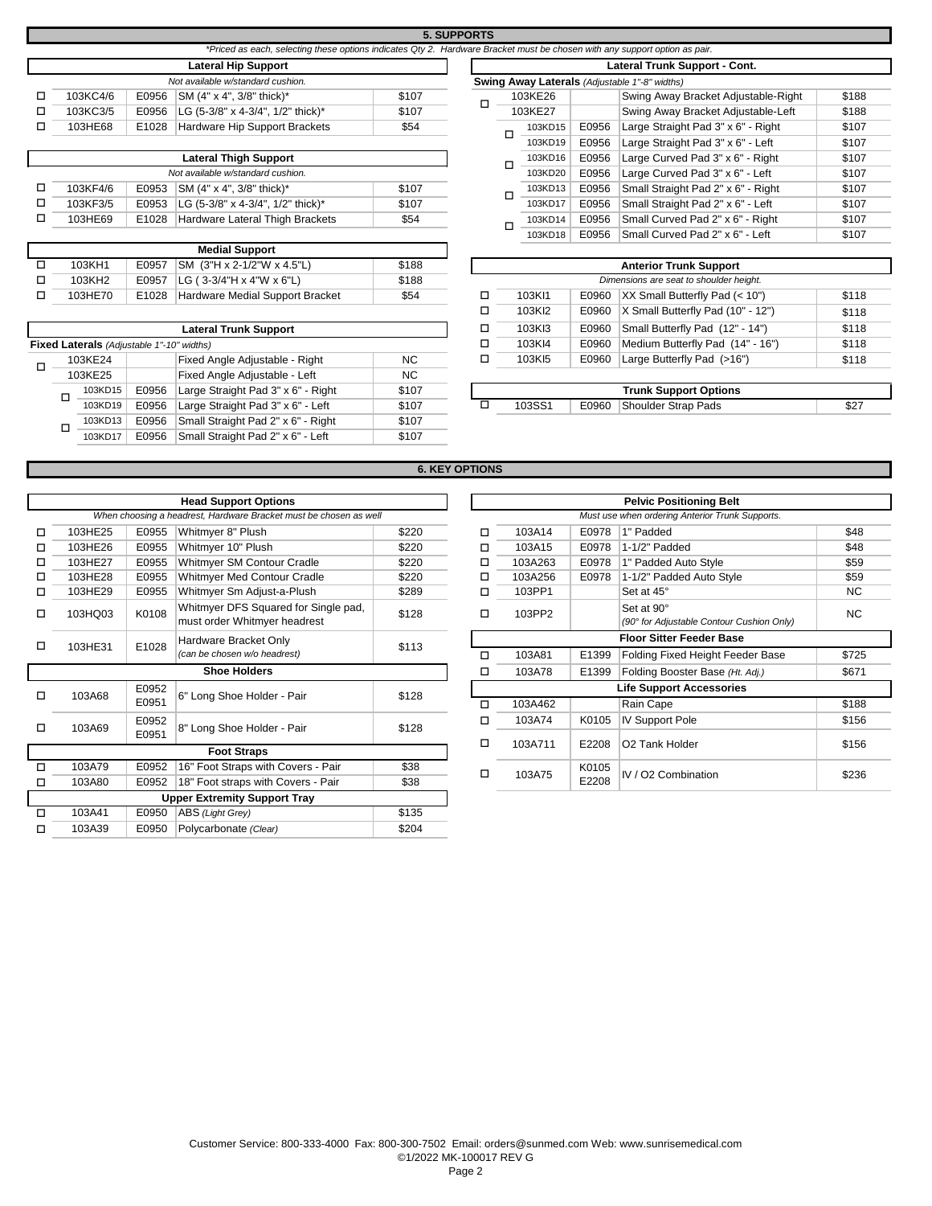## 5. SUPPORTS

*\*Priced as each, selecting these options indicates Qty 2. Hardware Bracket must be chosen with any support option as pair.*

### Lateral Hip Support

*Not available w/standard cushion.*

| | Part # | HCPCS | Description | Price |
|---|---|---|---|---|
| ☐ | 103KC4/6 | E0956 | SM (4" x 4", 3/8" thick)* | $107 |
| ☐ | 103KC3/5 | E0956 | LG (5-3/8" x 4-3/4", 1/2" thick)* | $107 |
| ☐ | 103HE68 | E1028 | Hardware Hip Support Brackets | $54 |

### Lateral Thigh Support

*Not available w/standard cushion.*

| | Part # | HCPCS | Description | Price |
|---|---|---|---|---|
| ☐ | 103KF4/6 | E0953 | SM (4" x 4", 3/8" thick)* | $107 |
| ☐ | 103KF3/5 | E0953 | LG (5-3/8" x 4-3/4", 1/2" thick)* | $107 |
| ☐ | 103HE69 | E1028 | Hardware Lateral Thigh Brackets | $54 |

### Medial Support

| | Part # | HCPCS | Description | Price |
|---|---|---|---|---|
| ☐ | 103KH1 | E0957 | SM (3"H x 2-1/2"W x 4.5"L) | $188 |
| ☐ | 103KH2 | E0957 | LG ( 3-3/4"H x 4"W x 6"L) | $188 |
| ☐ | 103HE70 | E1028 | Hardware Medial Support Bracket | $54 |

### Lateral Trunk Support

**Fixed Laterals** *(Adjustable 1"-10" widths)*

| | | Part # | HCPCS | Description | Price |
|---|---|---|---|---|---|
| ☐ | | 103KE24 | | Fixed Angle Adjustable - Right | NC |
| | | 103KE25 | | Fixed Angle Adjustable - Left | NC |
| | ☐ | 103KD15 | E0956 | Large Straight Pad 3" x 6" - Right | $107 |
| | | 103KD19 | E0956 | Large Straight Pad 3" x 6" - Left | $107 |
| | ☐ | 103KD13 | E0956 | Small Straight Pad 2" x 6" - Right | $107 |
| | | 103KD17 | E0956 | Small Straight Pad 2" x 6" - Left | $107 |

### Lateral Trunk Support - Cont.

**Swing Away Laterals** *(Adjustable 1"-8" widths)*

| | | Part # | HCPCS | Description | Price |
|---|---|---|---|---|---|
| ☐ | | 103KE26 | | Swing Away Bracket Adjustable-Right | $188 |
| | | 103KE27 | | Swing Away Bracket Adjustable-Left | $188 |
| | ☐ | 103KD15 | E0956 | Large Straight Pad 3" x 6" - Right | $107 |
| | | 103KD19 | E0956 | Large Straight Pad 3" x 6" - Left | $107 |
| | ☐ | 103KD16 | E0956 | Large Curved Pad 3" x 6" - Right | $107 |
| | | 103KD20 | E0956 | Large Curved Pad 3" x 6" - Left | $107 |
| | ☐ | 103KD13 | E0956 | Small Straight Pad 2" x 6" - Right | $107 |
| | | 103KD17 | E0956 | Small Straight Pad 2" x 6" - Left | $107 |
| | ☐ | 103KD14 | E0956 | Small Curved Pad 2" x 6" - Right | $107 |
| | | 103KD18 | E0956 | Small Curved Pad 2" x 6" - Left | $107 |

### Anterior Trunk Support

*Dimensions are seat to shoulder height.*

| | Part # | HCPCS | Description | Price |
|---|---|---|---|---|
| ☐ | 103KI1 | E0960 | XX Small Butterfly Pad (< 10") | $118 |
| ☐ | 103KI2 | E0960 | X Small Butterfly Pad (10" - 12") | $118 |
| ☐ | 103KI3 | E0960 | Small Butterfly Pad (12" - 14") | $118 |
| ☐ | 103KI4 | E0960 | Medium Butterfly Pad (14" - 16") | $118 |
| ☐ | 103KI5 | E0960 | Large Butterfly Pad (>16") | $118 |

### Trunk Support Options

| | Part # | HCPCS | Description | Price |
|---|---|---|---|---|
| ☐ | 103SS1 | E0960 | Shoulder Strap Pads | $27 |

## 6. KEY OPTIONS

### Head Support Options

*When choosing a headrest, Hardware Bracket must be chosen as well*

| | Part # | HCPCS | Description | Price |
|---|---|---|---|---|
| ☐ | 103HE25 | E0955 | Whitmyer 8" Plush | $220 |
| ☐ | 103HE26 | E0955 | Whitmyer 10" Plush | $220 |
| ☐ | 103HE27 | E0955 | Whitmyer SM Contour Cradle | $220 |
| ☐ | 103HE28 | E0955 | Whitmyer Med Contour Cradle | $220 |
| ☐ | 103HE29 | E0955 | Whitmyer Sm Adjust-a-Plush | $289 |
| ☐ | 103HQ03 | K0108 | Whitmyer DFS Squared for Single pad, must order Whitmyer headrest | $128 |
| ☐ | 103HE31 | E1028 | Hardware Bracket Only *(can be chosen w/o headrest)* | $113 |

### Shoe Holders

| | Part # | HCPCS | Description | Price |
|---|---|---|---|---|
| ☐ | 103A68 | E0952 E0951 | 6" Long Shoe Holder - Pair | $128 |
| ☐ | 103A69 | E0952 E0951 | 8" Long Shoe Holder - Pair | $128 |

### Foot Straps

| | Part # | HCPCS | Description | Price |
|---|---|---|---|---|
| ☐ | 103A79 | E0952 | 16" Foot Straps with Covers - Pair | $38 |
| ☐ | 103A80 | E0952 | 18" Foot straps with Covers - Pair | $38 |

### Upper Extremity Support Tray

| | Part # | HCPCS | Description | Price |
|---|---|---|---|---|
| ☐ | 103A41 | E0950 | ABS *(Light Grey)* | $135 |
| ☐ | 103A39 | E0950 | Polycarbonate *(Clear)* | $204 |

### Pelvic Positioning Belt

*Must use when ordering Anterior Trunk Supports.*

| | Part # | HCPCS | Description | Price |
|---|---|---|---|---|
| ☐ | 103A14 | E0978 | 1" Padded | $48 |
| ☐ | 103A15 | E0978 | 1-1/2" Padded | $48 |
| ☐ | 103A263 | E0978 | 1" Padded Auto Style | $59 |
| ☐ | 103A256 | E0978 | 1-1/2" Padded Auto Style | $59 |
| ☐ | 103PP1 | | Set at 45° | NC |
| ☐ | 103PP2 | | Set at 90° *(90° for Adjustable Contour Cushion Only)* | NC |

### Floor Sitter Feeder Base

| | Part # | HCPCS | Description | Price |
|---|---|---|---|---|
| ☐ | 103A81 | E1399 | Folding Fixed Height Feeder Base | $725 |
| ☐ | 103A78 | E1399 | Folding Booster Base *(Ht. Adj.)* | $671 |

### Life Support Accessories

| | Part # | HCPCS | Description | Price |
|---|---|---|---|---|
| ☐ | 103A462 | | Rain Cape | $188 |
| ☐ | 103A74 | K0105 | IV Support Pole | $156 |
| ☐ | 103A711 | E2208 | O2 Tank Holder | $156 |
| ☐ | 103A75 | K0105 E2208 | IV / O2 Combination | $236 |

Customer Service: 800-333-4000 Fax: 800-300-7502 Email: orders@sunmed.com Web: www.sunrisemedical.com
©1/2022 MK-100017 REV G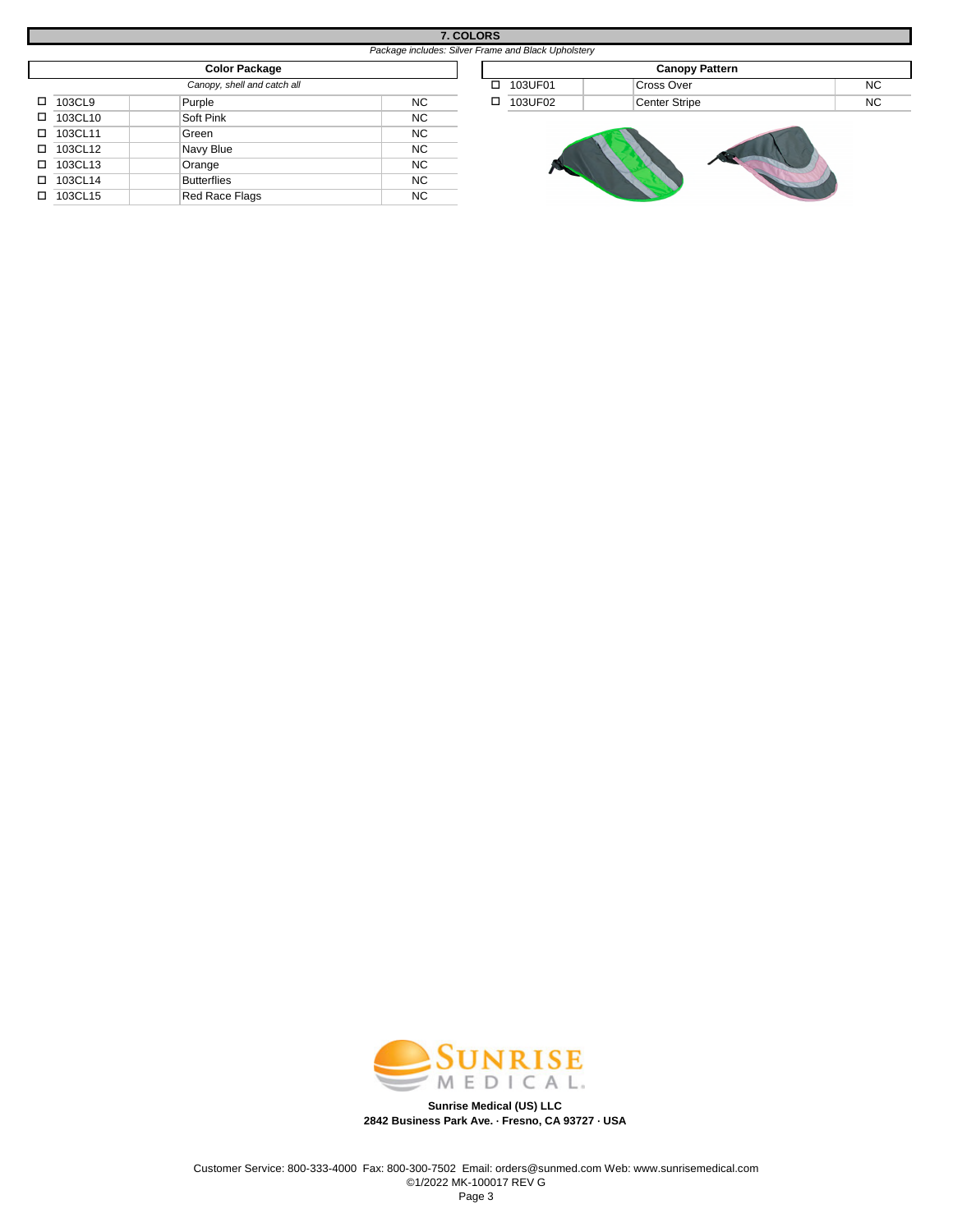## 7. COLORS

*Package includes: Silver Frame and Black Upholstery*

| Color Package | | | |
|---|---|---|---|
| *Canopy, shell and catch all* | | | |
| ☐ | 103CL9 | Purple | NC |
| ☐ | 103CL10 | Soft Pink | NC |
| ☐ | 103CL11 | Green | NC |
| ☐ | 103CL12 | Navy Blue | NC |
| ☐ | 103CL13 | Orange | NC |
| ☐ | 103CL14 | Butterflies | NC |
| ☐ | 103CL15 | Red Race Flags | NC |

| Canopy Pattern | | | |
|---|---|---|---|
| ☐ | 103UF01 | Cross Over | NC |
| ☐ | 103UF02 | Center Stripe | NC |

**Sunrise Medical (US) LLC**
**2842 Business Park Ave. · Fresno, CA 93727 · USA**

Customer Service: 800-333-4000 Fax: 800-300-7502 Email: orders@sunmed.com Web: www.sunrisemedical.com
©1/2022 MK-100017 REV G